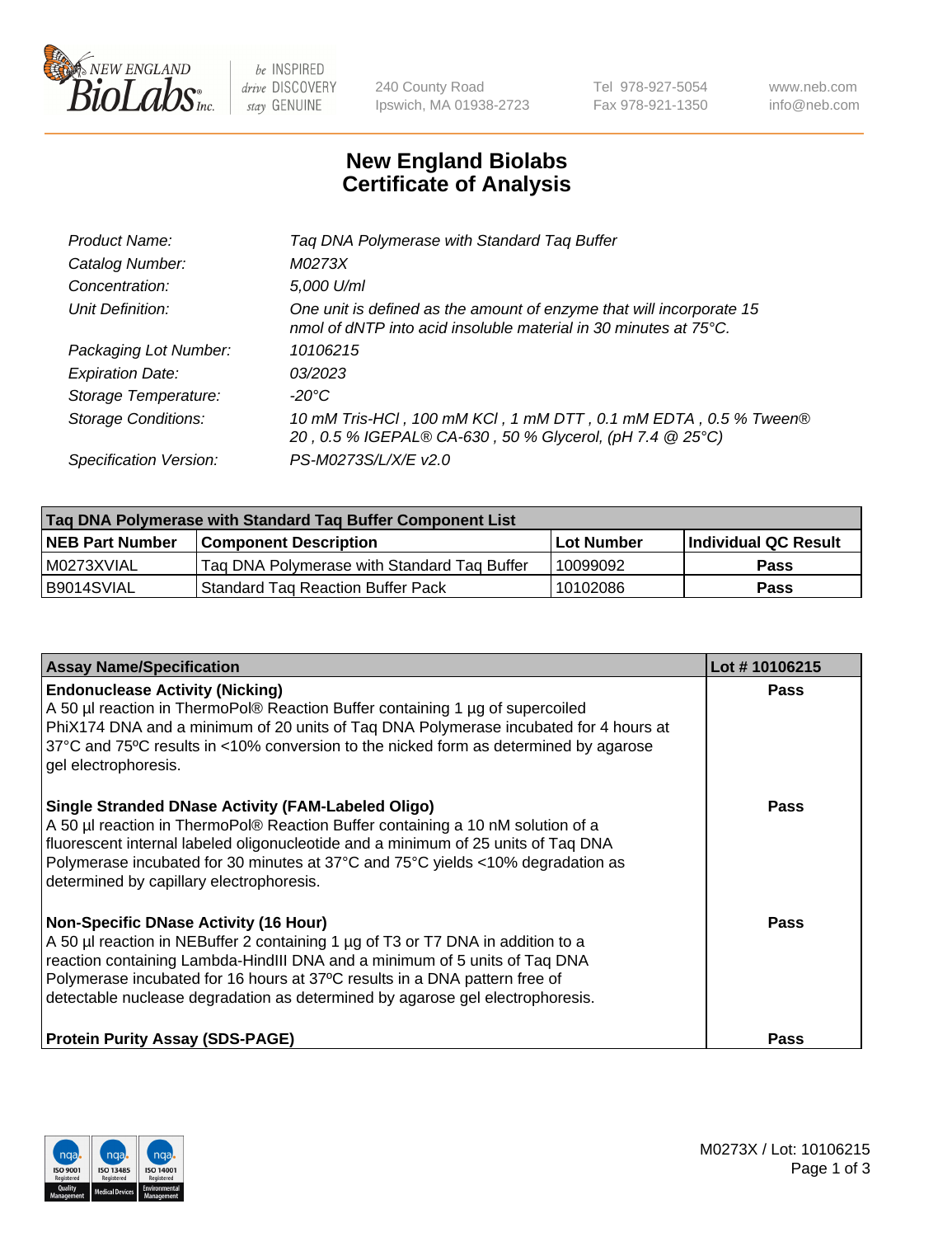# New England Biolabs Certificate of Analysis

| | |
|---|---|
| *Product Name:* | *Taq DNA Polymerase with Standard Taq Buffer* |
| *Catalog Number:* | *M0273X* |
| *Concentration:* | *5,000 U/ml* |
| *Unit Definition:* | *One unit is defined as the amount of enzyme that will incorporate 15 nmol of dNTP into acid insoluble material in 30 minutes at 75°C.* |
| *Packaging Lot Number:* | *10106215* |
| *Expiration Date:* | *03/2023* |
| *Storage Temperature:* | *-20°C* |
| *Storage Conditions:* | *10 mM Tris-HCl , 100 mM KCl , 1 mM DTT , 0.1 mM EDTA , 0.5 % Tween® 20 , 0.5 % IGEPAL® CA-630 , 50 % Glycerol, (pH 7.4 @ 25°C)* |
| *Specification Version:* | *PS-M0273S/L/X/E v2.0* |

| Taq DNA Polymerase with Standard Taq Buffer Component List | | | |
|---|---|---|---|
| **NEB Part Number** | **Component Description** | **Lot Number** | **Individual QC Result** |
| M0273XVIAL | Taq DNA Polymerase with Standard Taq Buffer | 10099092 | **Pass** |
| B9014SVIAL | Standard Taq Reaction Buffer Pack | 10102086 | **Pass** |

| Assay Name/Specification | Lot # 10106215 |
|---|---|
| **Endonuclease Activity (Nicking)**<br>A 50 µl reaction in ThermoPol® Reaction Buffer containing 1 µg of supercoiled PhiX174 DNA and a minimum of 20 units of Taq DNA Polymerase incubated for 4 hours at 37ºC and 75ºC results in <10% conversion to the nicked form as determined by agarose gel electrophoresis. | **Pass** |
| **Single Stranded DNase Activity (FAM-Labeled Oligo)**<br>A 50 µl reaction in ThermoPol® Reaction Buffer containing a 10 nM solution of a fluorescent internal labeled oligonucleotide and a minimum of 25 units of Taq DNA Polymerase incubated for 30 minutes at 37°C and 75°C yields <10% degradation as determined by capillary electrophoresis. | **Pass** |
| **Non-Specific DNase Activity (16 Hour)**<br>A 50 µl reaction in NEBuffer 2 containing 1 µg of T3 or T7 DNA in addition to a reaction containing Lambda-HindIII DNA and a minimum of 5 units of Taq DNA Polymerase incubated for 16 hours at 37ºC results in a DNA pattern free of detectable nuclease degradation as determined by agarose gel electrophoresis. | **Pass** |
| **Protein Purity Assay (SDS-PAGE)** | **Pass** |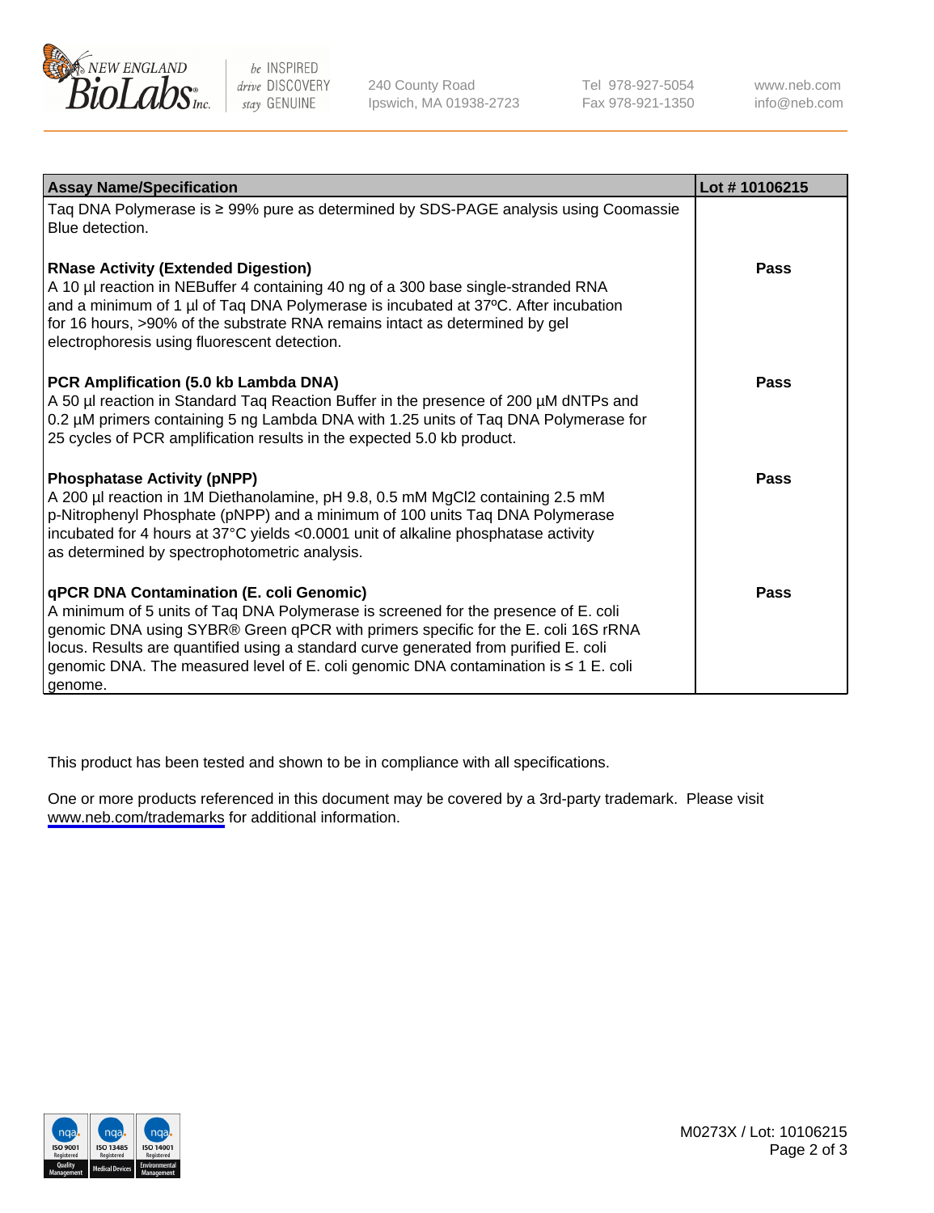| Assay Name/Specification | Lot # 10106215 |
|---|---|
| Taq DNA Polymerase is ≥ 99% pure as determined by SDS-PAGE analysis using Coomassie Blue detection. | |
| **RNase Activity (Extended Digestion)**<br>A 10 µl reaction in NEBuffer 4 containing 40 ng of a 300 base single-stranded RNA and a minimum of 1 µl of Taq DNA Polymerase is incubated at 37ºC. After incubation for 16 hours, >90% of the substrate RNA remains intact as determined by gel electrophoresis using fluorescent detection. | **Pass** |
| **PCR Amplification (5.0 kb Lambda DNA)**<br>A 50 µl reaction in Standard Taq Reaction Buffer in the presence of 200 µM dNTPs and 0.2 µM primers containing 5 ng Lambda DNA with 1.25 units of Taq DNA Polymerase for 25 cycles of PCR amplification results in the expected 5.0 kb product. | **Pass** |
| **Phosphatase Activity (pNPP)**<br>A 200 µl reaction in 1M Diethanolamine, pH 9.8, 0.5 mM MgCl2 containing 2.5 mM p-Nitrophenyl Phosphate (pNPP) and a minimum of 100 units Taq DNA Polymerase incubated for 4 hours at 37°C yields <0.0001 unit of alkaline phosphatase activity as determined by spectrophotometric analysis. | **Pass** |
| **qPCR DNA Contamination (E. coli Genomic)**<br>A minimum of 5 units of Taq DNA Polymerase is screened for the presence of E. coli genomic DNA using SYBR® Green qPCR with primers specific for the E. coli 16S rRNA locus. Results are quantified using a standard curve generated from purified E. coli genomic DNA. The measured level of E. coli genomic DNA contamination is ≤ 1 E. coli genome. | **Pass** |

This product has been tested and shown to be in compliance with all specifications.

One or more products referenced in this document may be covered by a 3rd-party trademark. Please visit www.neb.com/trademarks for additional information.

M0273X / Lot: 10106215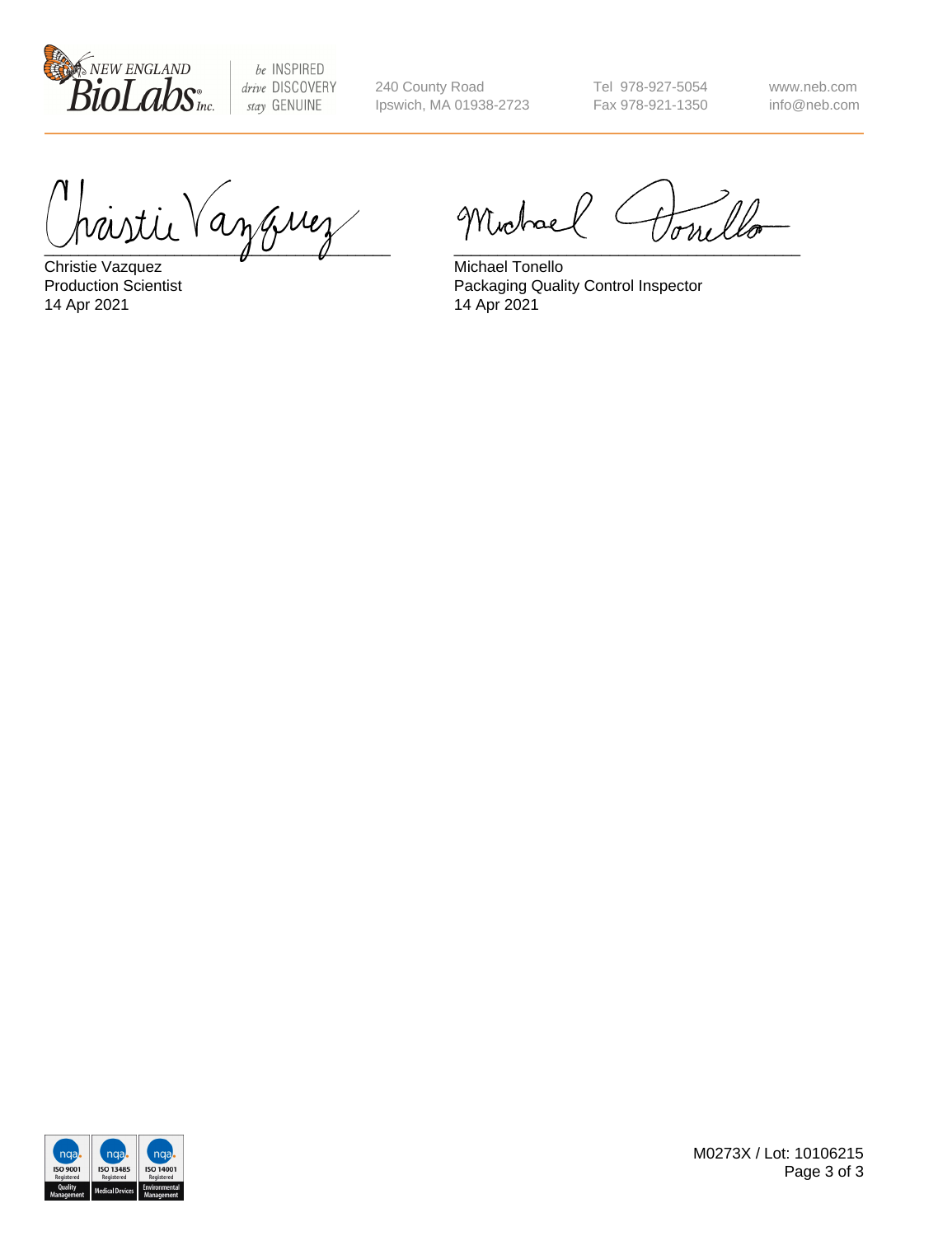Christie Vazquez
Production Scientist
14 Apr 2021

Michael Tonello
Packaging Quality Control Inspector
14 Apr 2021